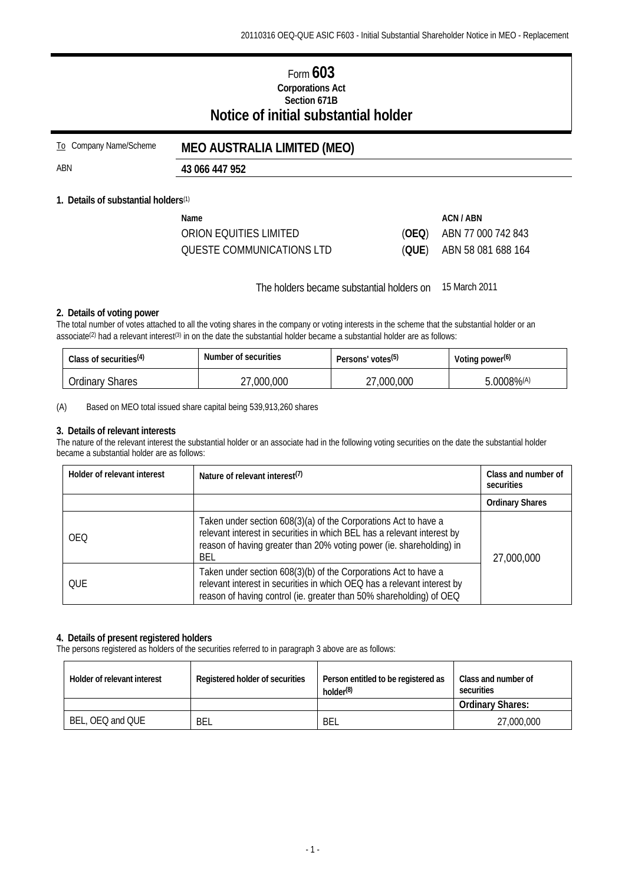# Form 603

**Corporations Act**
**Section 671B**

## Notice of initial substantial holder

| | |
|---|---|
| To Company Name/Scheme | **MEO AUSTRALIA LIMITED (MEO)** |
| ABN | **43 066 447 952** |

### 1. Details of substantial holders(1)

| Name | | ACN / ABN |
|---|---|---|
| ORION EQUITIES LIMITED | (**OEQ**) | ABN 77 000 742 843 |
| QUESTE COMMUNICATIONS LTD | (**QUE**) | ABN 58 081 688 164 |

The holders became substantial holders on 15 March 2011

### 2. Details of voting power

The total number of votes attached to all the voting shares in the company or voting interests in the scheme that the substantial holder or an associate(2) had a relevant interest(3) in on the date the substantial holder became a substantial holder are as follows:

| Class of securities(4) | Number of securities | Persons' votes(5) | Voting power(6) |
|---|---|---|---|
| Ordinary Shares | 27,000,000 | 27,000,000 | 5.0008%(A) |

(A) Based on MEO total issued share capital being 539,913,260 shares

### 3. Details of relevant interests

The nature of the relevant interest the substantial holder or an associate had in the following voting securities on the date the substantial holder became a substantial holder are as follows:

| Holder of relevant interest | Nature of relevant interest(7) | Class and number of securities |
|---|---|---|
| | | **Ordinary Shares** |
| OEQ | Taken under section 608(3)(a) of the Corporations Act to have a relevant interest in securities in which BEL has a relevant interest by reason of having greater than 20% voting power (ie. shareholding) in BEL | 27,000,000 |
| QUE | Taken under section 608(3)(b) of the Corporations Act to have a relevant interest in securities in which OEQ has a relevant interest by reason of having control (ie. greater than 50% shareholding) of OEQ | |

### 4. Details of present registered holders

The persons registered as holders of the securities referred to in paragraph 3 above are as follows:

| Holder of relevant interest | Registered holder of securities | Person entitled to be registered as holder(8) | Class and number of securities |
|---|---|---|---|
| | | | **Ordinary Shares:** |
| BEL, OEQ and QUE | BEL | BEL | 27,000,000 |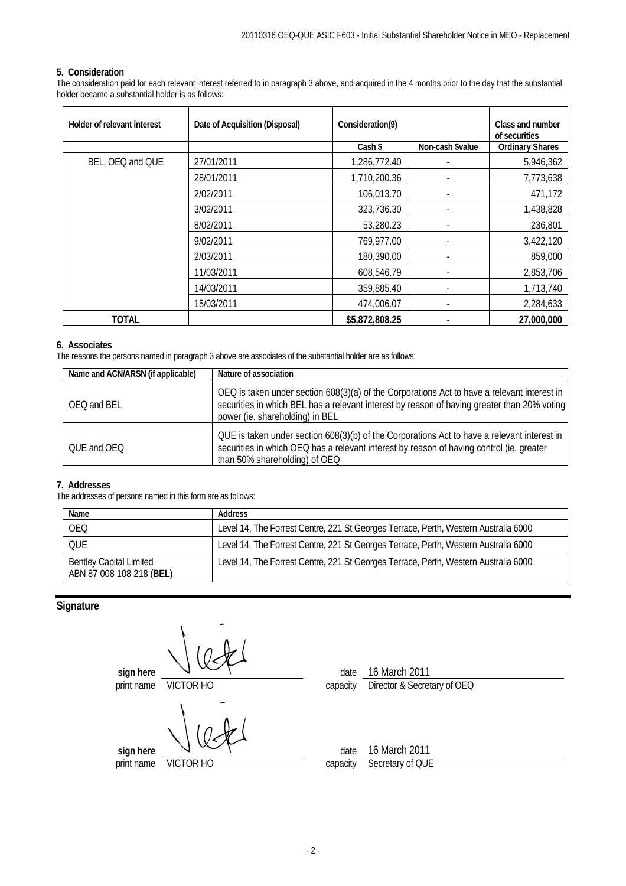## 5. Consideration

The consideration paid for each relevant interest referred to in paragraph 3 above, and acquired in the 4 months prior to the day that the substantial holder became a substantial holder is as follows:

| Holder of relevant interest | Date of Acquisition (Disposal) | Consideration(9) | | Class and number of securities |
|---|---|---|---|---|
| | | Cash $ | Non-cash $value | Ordinary Shares |
| BEL, OEQ and QUE | 27/01/2011 | 1,286,772.40 | - | 5,946,362 |
| | 28/01/2011 | 1,710,200.36 | - | 7,773,638 |
| | 2/02/2011 | 106,013.70 | - | 471,172 |
| | 3/02/2011 | 323,736.30 | - | 1,438,828 |
| | 8/02/2011 | 53,280.23 | - | 236,801 |
| | 9/02/2011 | 769,977.00 | - | 3,422,120 |
| | 2/03/2011 | 180,390.00 | - | 859,000 |
| | 11/03/2011 | 608,546.79 | - | 2,853,706 |
| | 14/03/2011 | 359,885.40 | - | 1,713,740 |
| | 15/03/2011 | 474,006.07 | - | 2,284,633 |
| **TOTAL** | | **$5,872,808.25** | - | **27,000,000** |

## 6. Associates

The reasons the persons named in paragraph 3 above are associates of the substantial holder are as follows:

| Name and ACN/ARSN (if applicable) | Nature of association |
|---|---|
| OEQ and BEL | OEQ is taken under section 608(3)(a) of the Corporations Act to have a relevant interest in securities in which BEL has a relevant interest by reason of having greater than 20% voting power (ie. shareholding) in BEL |
| QUE and OEQ | QUE is taken under section 608(3)(b) of the Corporations Act to have a relevant interest in securities in which OEQ has a relevant interest by reason of having control (ie. greater than 50% shareholding) of OEQ |

## 7. Addresses

The addresses of persons named in this form are as follows:

| Name | Address |
|---|---|
| OEQ | Level 14, The Forrest Centre, 221 St Georges Terrace, Perth, Western Australia 6000 |
| QUE | Level 14, The Forrest Centre, 221 St Georges Terrace, Perth, Western Australia 6000 |
| Bentley Capital Limited ABN 87 008 108 218 (**BEL**) | Level 14, The Forrest Centre, 221 St Georges Terrace, Perth, Western Australia 6000 |

## Signature

**sign here** [signature] date 16 March 2011

print name VICTOR HO capacity Director & Secretary of OEQ

**sign here** [signature] date 16 March 2011

print name VICTOR HO capacity Secretary of QUE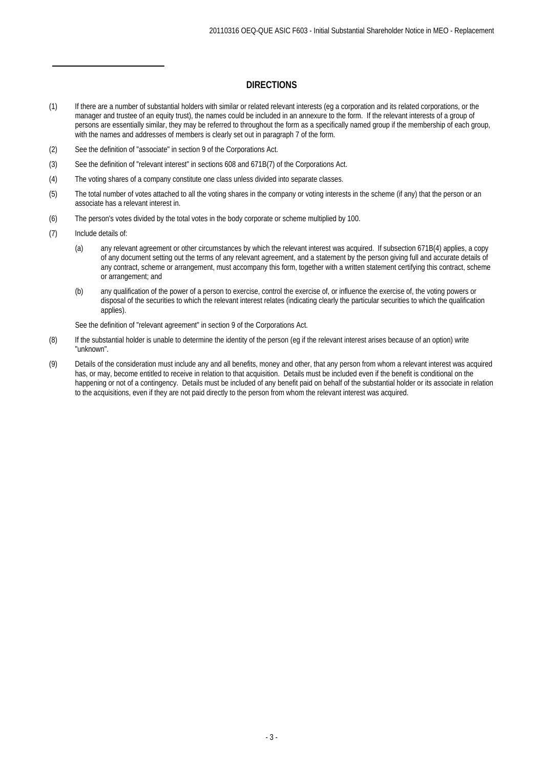## DIRECTIONS

(1) If there are a number of substantial holders with similar or related relevant interests (eg a corporation and its related corporations, or the manager and trustee of an equity trust), the names could be included in an annexure to the form. If the relevant interests of a group of persons are essentially similar, they may be referred to throughout the form as a specifically named group if the membership of each group, with the names and addresses of members is clearly set out in paragraph 7 of the form.

(2) See the definition of "associate" in section 9 of the Corporations Act.

(3) See the definition of "relevant interest" in sections 608 and 671B(7) of the Corporations Act.

(4) The voting shares of a company constitute one class unless divided into separate classes.

(5) The total number of votes attached to all the voting shares in the company or voting interests in the scheme (if any) that the person or an associate has a relevant interest in.

(6) The person's votes divided by the total votes in the body corporate or scheme multiplied by 100.

(7) Include details of:

 (a) any relevant agreement or other circumstances by which the relevant interest was acquired. If subsection 671B(4) applies, a copy of any document setting out the terms of any relevant agreement, and a statement by the person giving full and accurate details of any contract, scheme or arrangement, must accompany this form, together with a written statement certifying this contract, scheme or arrangement; and

 (b) any qualification of the power of a person to exercise, control the exercise of, or influence the exercise of, the voting powers or disposal of the securities to which the relevant interest relates (indicating clearly the particular securities to which the qualification applies).

 See the definition of "relevant agreement" in section 9 of the Corporations Act.

(8) If the substantial holder is unable to determine the identity of the person (eg if the relevant interest arises because of an option) write "unknown".

(9) Details of the consideration must include any and all benefits, money and other, that any person from whom a relevant interest was acquired has, or may, become entitled to receive in relation to that acquisition. Details must be included even if the benefit is conditional on the happening or not of a contingency. Details must be included of any benefit paid on behalf of the substantial holder or its associate in relation to the acquisitions, even if they are not paid directly to the person from whom the relevant interest was acquired.